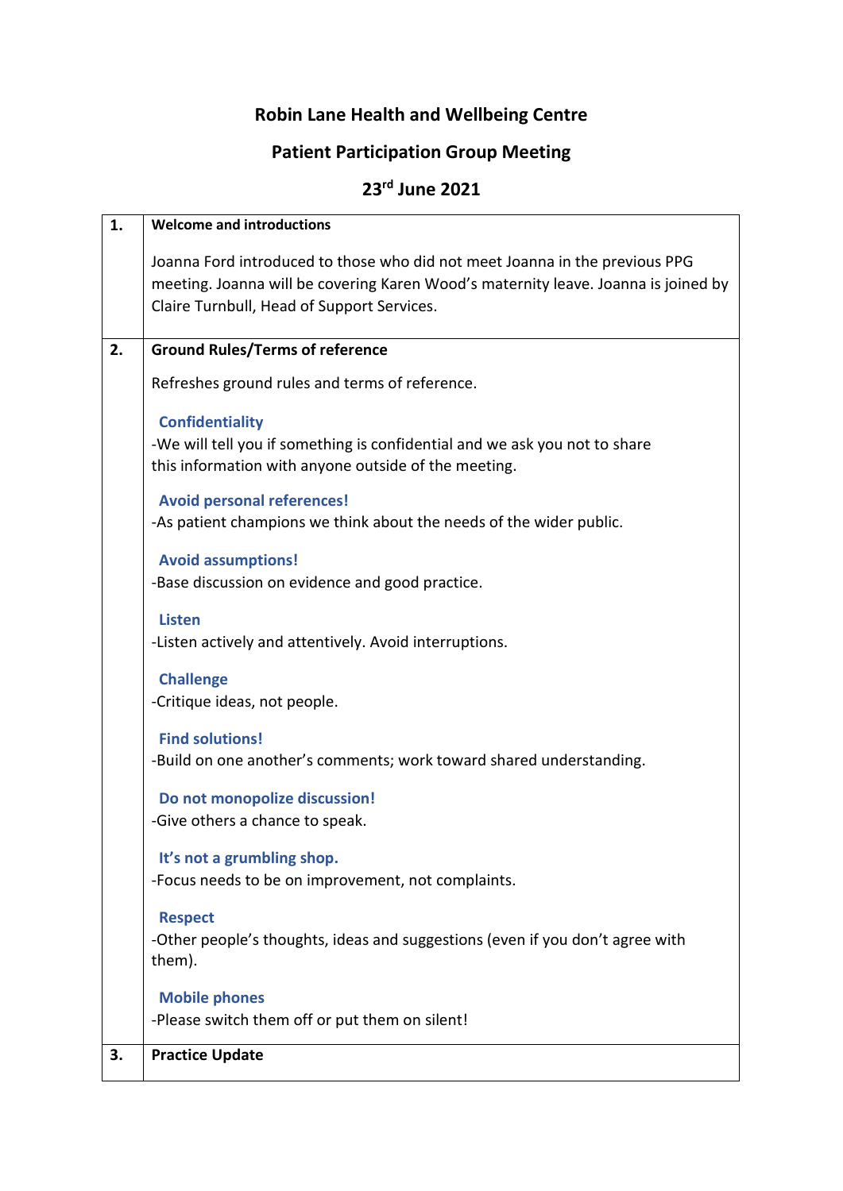# Robin Lane Health and Wellbeing Centre

## Patient Participation Group Meeting

## 23rd June 2021

| | |
|---|---|
| **1.** | **Welcome and introductions**<br><br>Joanna Ford introduced to those who did not meet Joanna in the previous PPG meeting. Joanna will be covering Karen Wood's maternity leave. Joanna is joined by Claire Turnbull, Head of Support Services. |
| **2.** | **Ground Rules/Terms of reference**<br><br>Refreshes ground rules and terms of reference.<br><br>**Confidentiality**<br>-We will tell you if something is confidential and we ask you not to share this information with anyone outside of the meeting.<br><br>**Avoid personal references!**<br>-As patient champions we think about the needs of the wider public.<br><br>**Avoid assumptions!**<br>-Base discussion on evidence and good practice.<br><br>**Listen**<br>-Listen actively and attentively. Avoid interruptions.<br><br>**Challenge**<br>-Critique ideas, not people.<br><br>**Find solutions!**<br>-Build on one another's comments; work toward shared understanding.<br><br>**Do not monopolize discussion!**<br>-Give others a chance to speak.<br><br>**It's not a grumbling shop.**<br>-Focus needs to be on improvement, not complaints.<br><br>**Respect**<br>-Other people's thoughts, ideas and suggestions (even if you don't agree with them).<br><br>**Mobile phones**<br>-Please switch them off or put them on silent! |
| **3.** | **Practice Update** |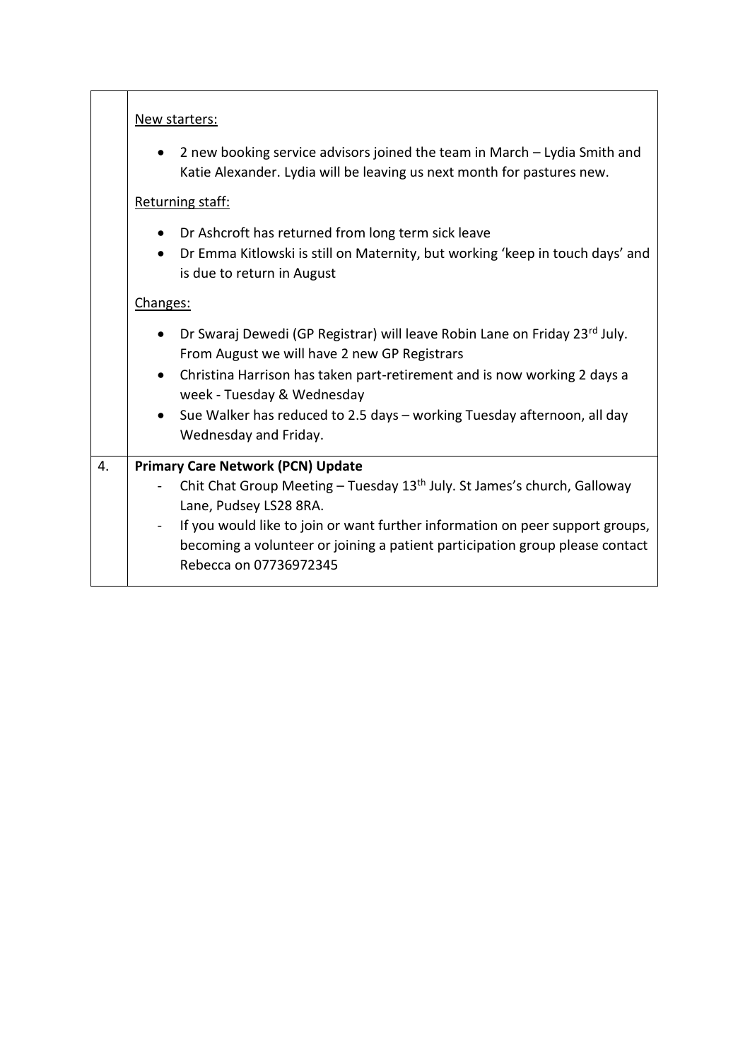| | |
|---|---|
| | <u>New starters:</u><br>• 2 new booking service advisors joined the team in March – Lydia Smith and Katie Alexander. Lydia will be leaving us next month for pastures new.<br><u>Returning staff:</u><br>• Dr Ashcroft has returned from long term sick leave<br>• Dr Emma Kitlowski is still on Maternity, but working 'keep in touch days' and is due to return in August<br><u>Changes:</u><br>• Dr Swaraj Dewedi (GP Registrar) will leave Robin Lane on Friday 23rd July. From August we will have 2 new GP Registrars<br>• Christina Harrison has taken part-retirement and is now working 2 days a week - Tuesday & Wednesday<br>• Sue Walker has reduced to 2.5 days – working Tuesday afternoon, all day Wednesday and Friday. |
| 4. | **Primary Care Network (PCN) Update**<br>- Chit Chat Group Meeting – Tuesday 13th July. St James's church, Galloway Lane, Pudsey LS28 8RA.<br>- If you would like to join or want further information on peer support groups, becoming a volunteer or joining a patient participation group please contact Rebecca on 07736972345 |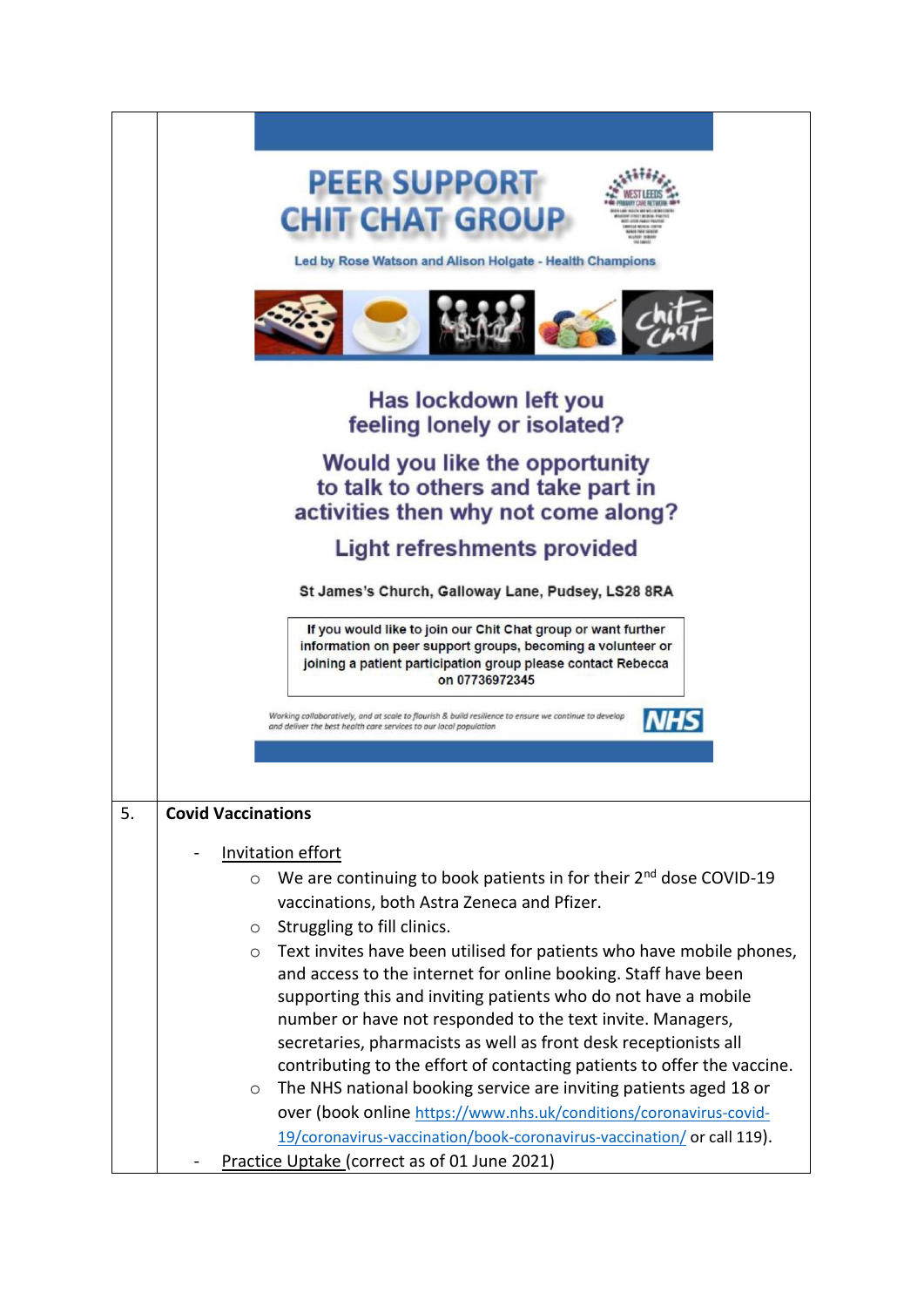**PEER SUPPORT CHIT CHAT GROUP**

Led by Rose Watson and Alison Holgate - Health Champions

**Has lockdown left you feeling lonely or isolated?**

**Would you like the opportunity to talk to others and take part in activities then why not come along?**

**Light refreshments provided**

St James's Church, Galloway Lane, Pudsey, LS28 8RA

If you would like to join our Chit Chat group or want further information on peer support groups, becoming a volunteer or joining a patient participation group please contact Rebecca on 07736972345

*Working collaboratively, and at scale to flourish & build resilience to ensure we continue to develop and deliver the best health care services to our local population*

NHS

5. **Covid Vaccinations**

- Invitation effort
  - We are continuing to book patients in for their 2nd dose COVID-19 vaccinations, both Astra Zeneca and Pfizer.
  - Struggling to fill clinics.
  - Text invites have been utilised for patients who have mobile phones, and access to the internet for online booking. Staff have been supporting this and inviting patients who do not have a mobile number or have not responded to the text invite. Managers, secretaries, pharmacists as well as front desk receptionists all contributing to the effort of contacting patients to offer the vaccine.
  - The NHS national booking service are inviting patients aged 18 or over (book online https://www.nhs.uk/conditions/coronavirus-covid-19/coronavirus-vaccination/book-coronavirus-vaccination/ or call 119).
- Practice Uptake (correct as of 01 June 2021)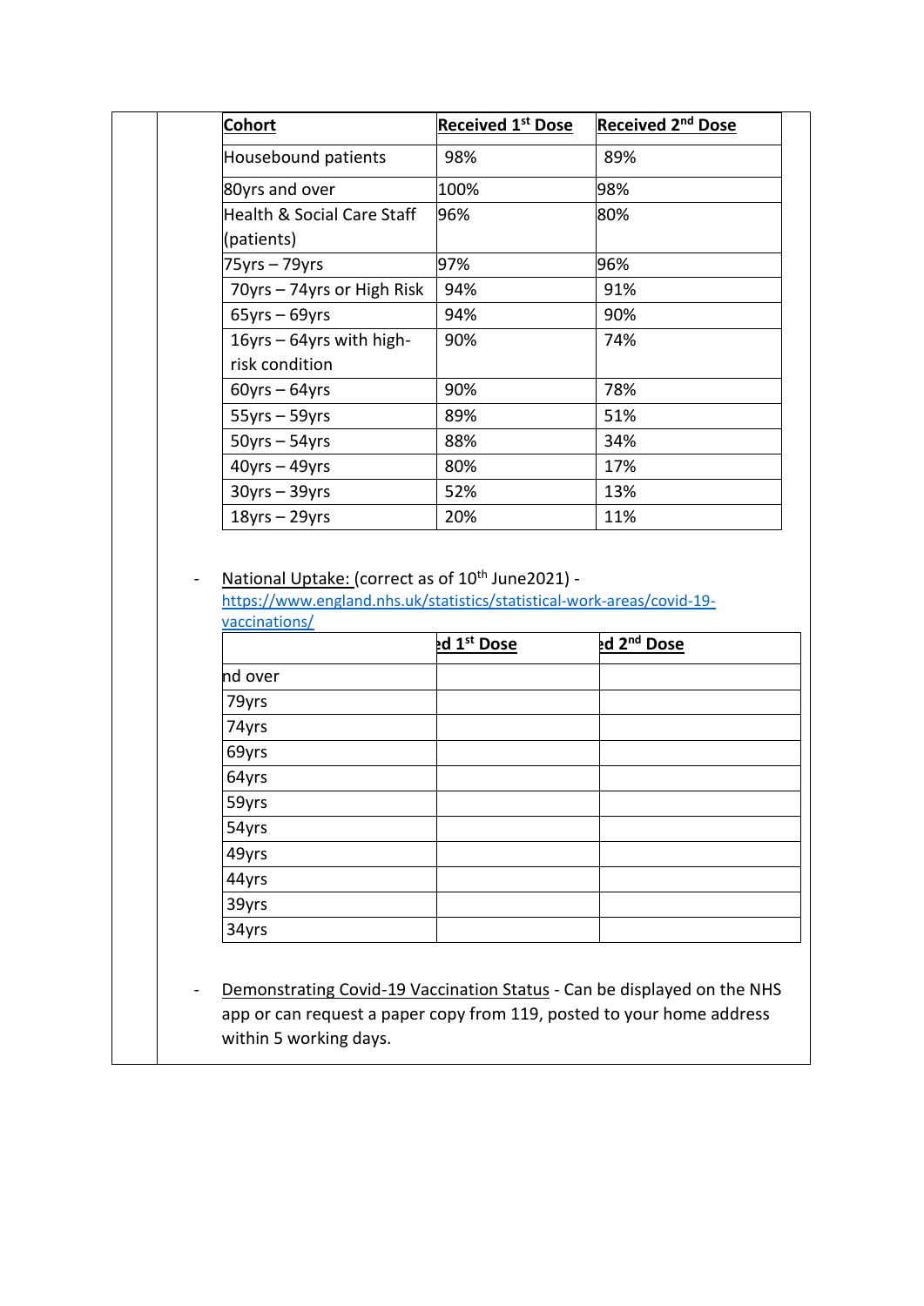| Cohort | Received 1st Dose | Received 2nd Dose |
|---|---|---|
| Housebound patients | 98% | 89% |
| 80yrs and over | 100% | 98% |
| Health & Social Care Staff (patients) | 96% | 80% |
| 75yrs – 79yrs | 97% | 96% |
| 70yrs – 74yrs or High Risk | 94% | 91% |
| 65yrs – 69yrs | 94% | 90% |
| 16yrs – 64yrs with high-risk condition | 90% | 74% |
| 60yrs – 64yrs | 90% | 78% |
| 55yrs – 59yrs | 89% | 51% |
| 50yrs – 54yrs | 88% | 34% |
| 40yrs – 49yrs | 80% | 17% |
| 30yrs – 39yrs | 52% | 13% |
| 18yrs – 29yrs | 20% | 11% |

- National Uptake: (correct as of 10th June2021) - https://www.england.nhs.uk/statistics/statistical-work-areas/covid-19-vaccinations/

| | ed 1st Dose | ed 2nd Dose |
|---|---|---|
| nd over | | |
| 79yrs | | |
| 74yrs | | |
| 69yrs | | |
| 64yrs | | |
| 59yrs | | |
| 54yrs | | |
| 49yrs | | |
| 44yrs | | |
| 39yrs | | |
| 34yrs | | |

- Demonstrating Covid-19 Vaccination Status - Can be displayed on the NHS app or can request a paper copy from 119, posted to your home address within 5 working days.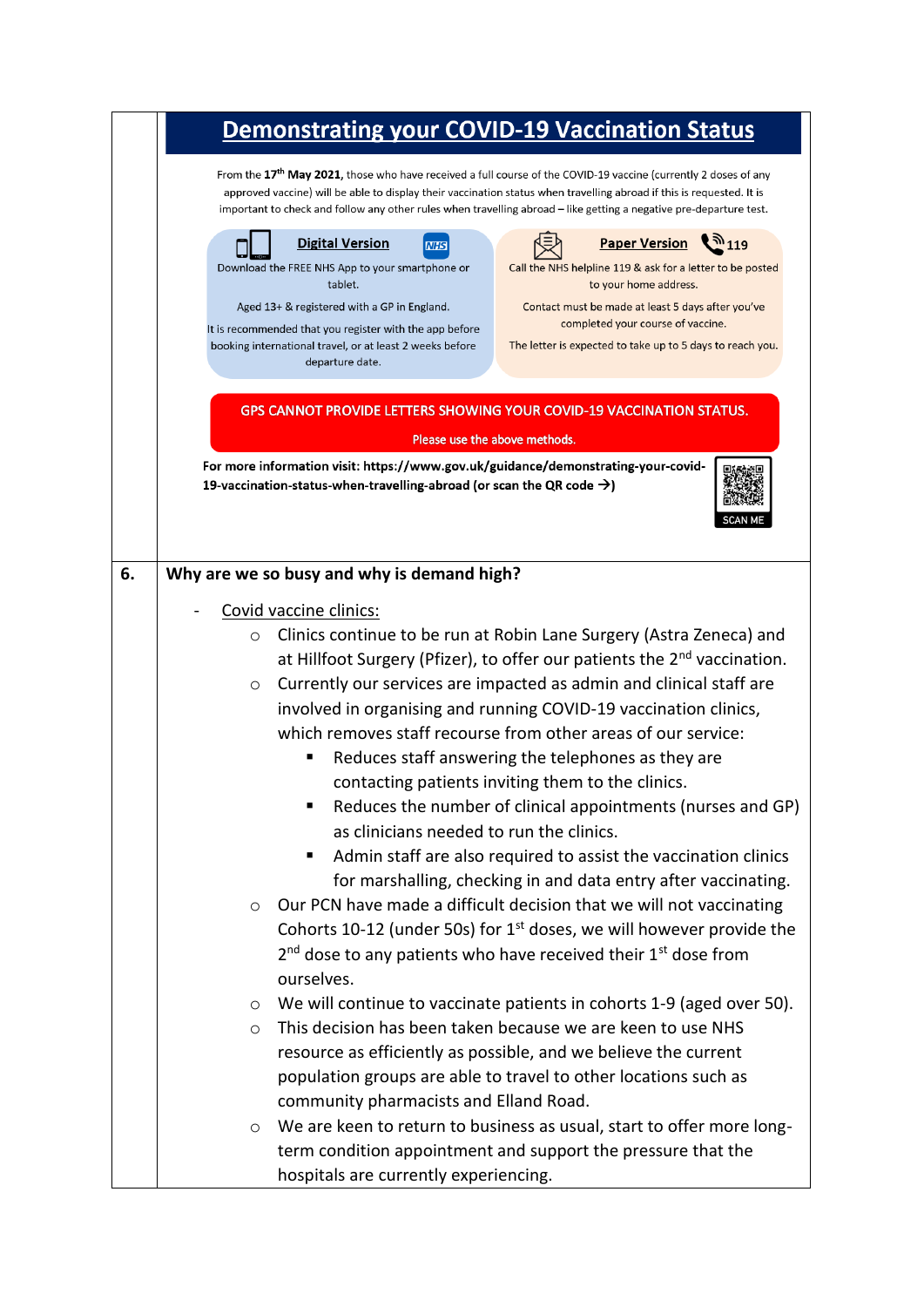## Demonstrating your COVID-19 Vaccination Status

From the 17th May 2021, those who have received a full course of the COVID-19 vaccine (currently 2 doses of any approved vaccine) will be able to display their vaccination status when travelling abroad if this is requested. It is important to check and follow any other rules when travelling abroad – like getting a negative pre-departure test.

**Digital Version**

Download the FREE NHS App to your smartphone or tablet.

Aged 13+ & registered with a GP in England.

It is recommended that you register with the app before booking international travel, or at least 2 weeks before departure date.

**Paper Version** 119

Call the NHS helpline 119 & ask for a letter to be posted to your home address.

Contact must be made at least 5 days after you've completed your course of vaccine.

The letter is expected to take up to 5 days to reach you.

**GPS CANNOT PROVIDE LETTERS SHOWING YOUR COVID-19 VACCINATION STATUS.**

Please use the above methods.

**For more information visit: https://www.gov.uk/guidance/demonstrating-your-covid-19-vaccination-status-when-travelling-abroad (or scan the QR code →)**

SCAN ME

## 6. Why are we so busy and why is demand high?

- Covid vaccine clinics:
  - Clinics continue to be run at Robin Lane Surgery (Astra Zeneca) and at Hillfoot Surgery (Pfizer), to offer our patients the 2nd vaccination.
  - Currently our services are impacted as admin and clinical staff are involved in organising and running COVID-19 vaccination clinics, which removes staff recourse from other areas of our service:
    - Reduces staff answering the telephones as they are contacting patients inviting them to the clinics.
    - Reduces the number of clinical appointments (nurses and GP) as clinicians needed to run the clinics.
    - Admin staff are also required to assist the vaccination clinics for marshalling, checking in and data entry after vaccinating.
  - Our PCN have made a difficult decision that we will not vaccinating Cohorts 10-12 (under 50s) for 1st doses, we will however provide the 2nd dose to any patients who have received their 1st dose from ourselves.
  - We will continue to vaccinate patients in cohorts 1-9 (aged over 50).
  - This decision has been taken because we are keen to use NHS resource as efficiently as possible, and we believe the current population groups are able to travel to other locations such as community pharmacists and Elland Road.
  - We are keen to return to business as usual, start to offer more long-term condition appointment and support the pressure that the hospitals are currently experiencing.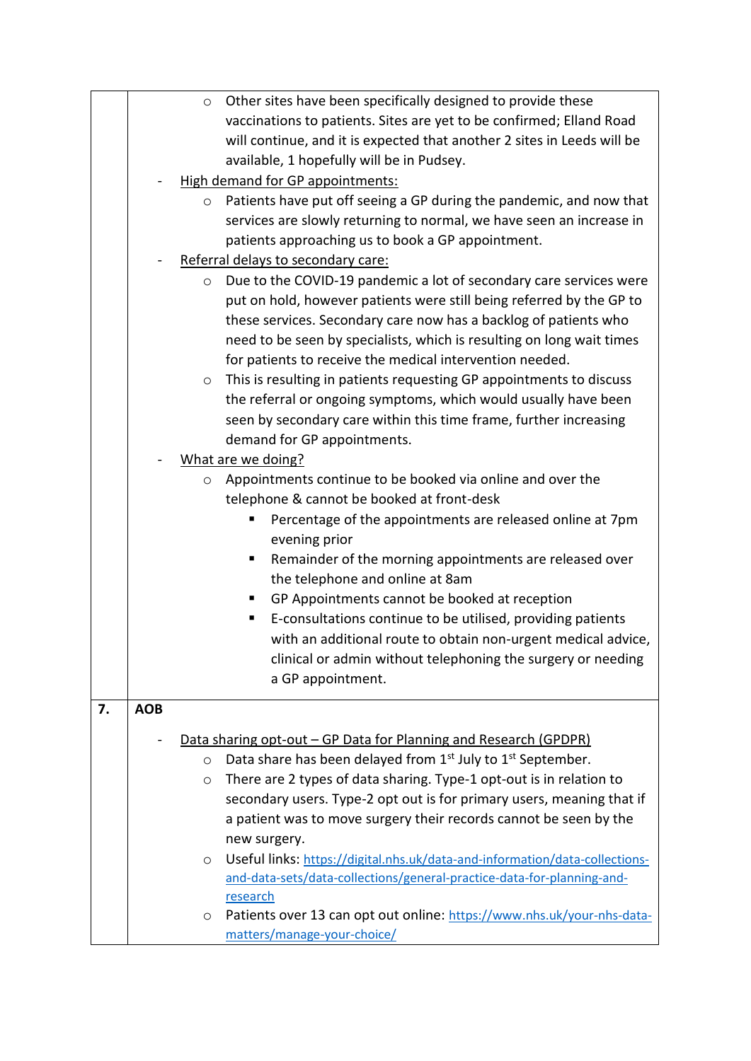|  |  |
|---|---|
|  | - Other sites have been specifically designed to provide these vaccinations to patients. Sites are yet to be confirmed; Elland Road will continue, and it is expected that another 2 sites in Leeds will be available, 1 hopefully will be in Pudsey.<br>- <u>High demand for GP appointments:</u><br>  - Patients have put off seeing a GP during the pandemic, and now that services are slowly returning to normal, we have seen an increase in patients approaching us to book a GP appointment.<br>- <u>Referral delays to secondary care:</u><br>  - Due to the COVID-19 pandemic a lot of secondary care services were put on hold, however patients were still being referred by the GP to these services. Secondary care now has a backlog of patients who need to be seen by specialists, which is resulting on long wait times for patients to receive the medical intervention needed.<br>  - This is resulting in patients requesting GP appointments to discuss the referral or ongoing symptoms, which would usually have been seen by secondary care within this time frame, further increasing demand for GP appointments.<br>- <u>What are we doing?</u><br>  - Appointments continue to be booked via online and over the telephone & cannot be booked at front-desk<br>    - Percentage of the appointments are released online at 7pm evening prior<br>    - Remainder of the morning appointments are released over the telephone and online at 8am<br>    - GP Appointments cannot be booked at reception<br>    - E-consultations continue to be utilised, providing patients with an additional route to obtain non-urgent medical advice, clinical or admin without telephoning the surgery or needing a GP appointment. |
| **7.** | **AOB**<br><br>- <u>Data sharing opt-out – GP Data for Planning and Research (GPDPR)</u><br>  - Data share has been delayed from 1st July to 1st September.<br>  - There are 2 types of data sharing. Type-1 opt-out is in relation to secondary users. Type-2 opt out is for primary users, meaning that if a patient was to move surgery their records cannot be seen by the new surgery.<br>  - Useful links: https://digital.nhs.uk/data-and-information/data-collections-and-data-sets/data-collections/general-practice-data-for-planning-and-research<br>  - Patients over 13 can opt out online: https://www.nhs.uk/your-nhs-data-matters/manage-your-choice/ |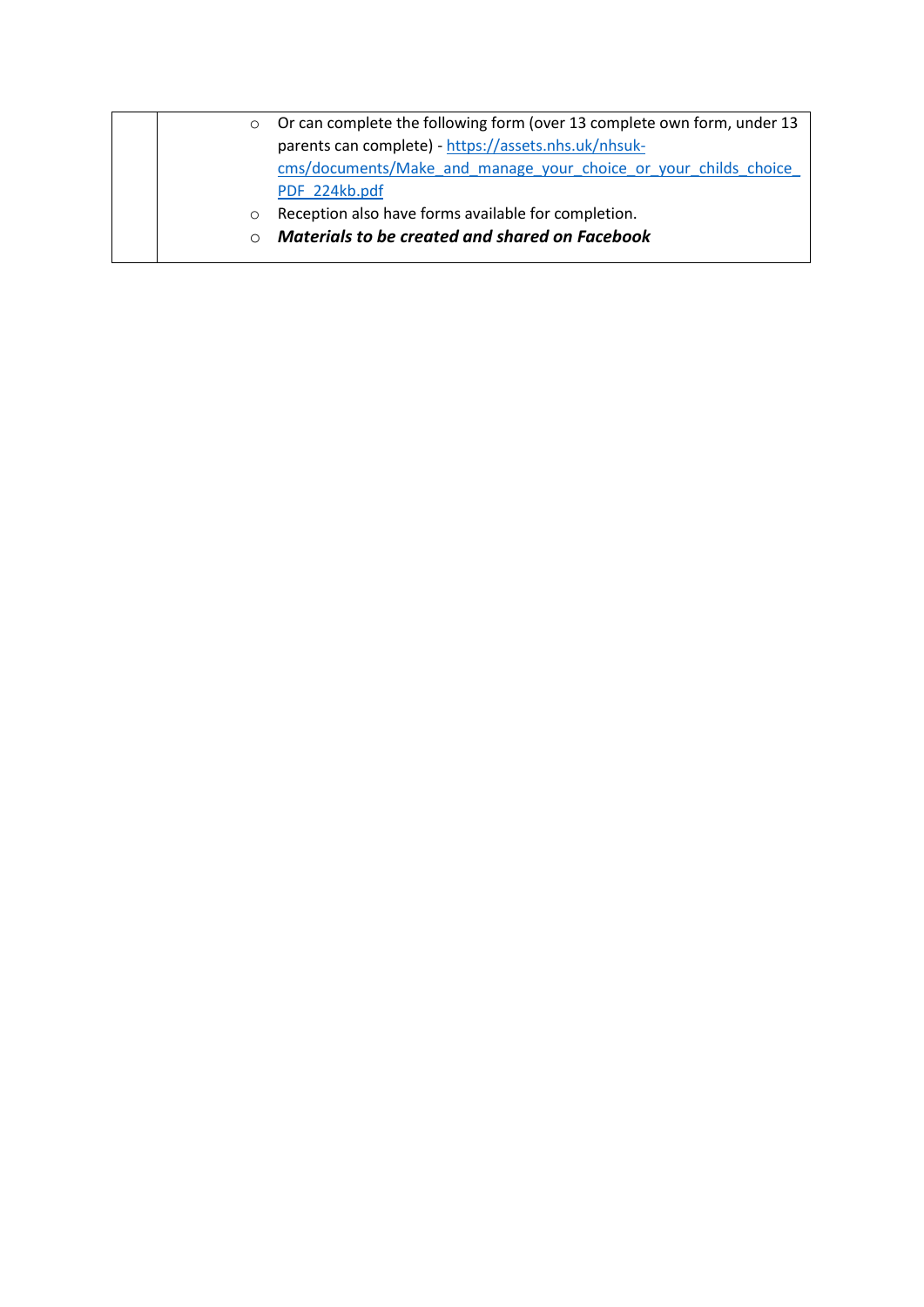| | |
|---|---|
| | - Or can complete the following form (over 13 complete own form, under 13 parents can complete) - https://assets.nhs.uk/nhsuk-cms/documents/Make_and_manage_your_choice_or_your_childs_choice_PDF_224kb.pdf<br>- Reception also have forms available for completion.<br>- ***Materials to be created and shared on Facebook*** |